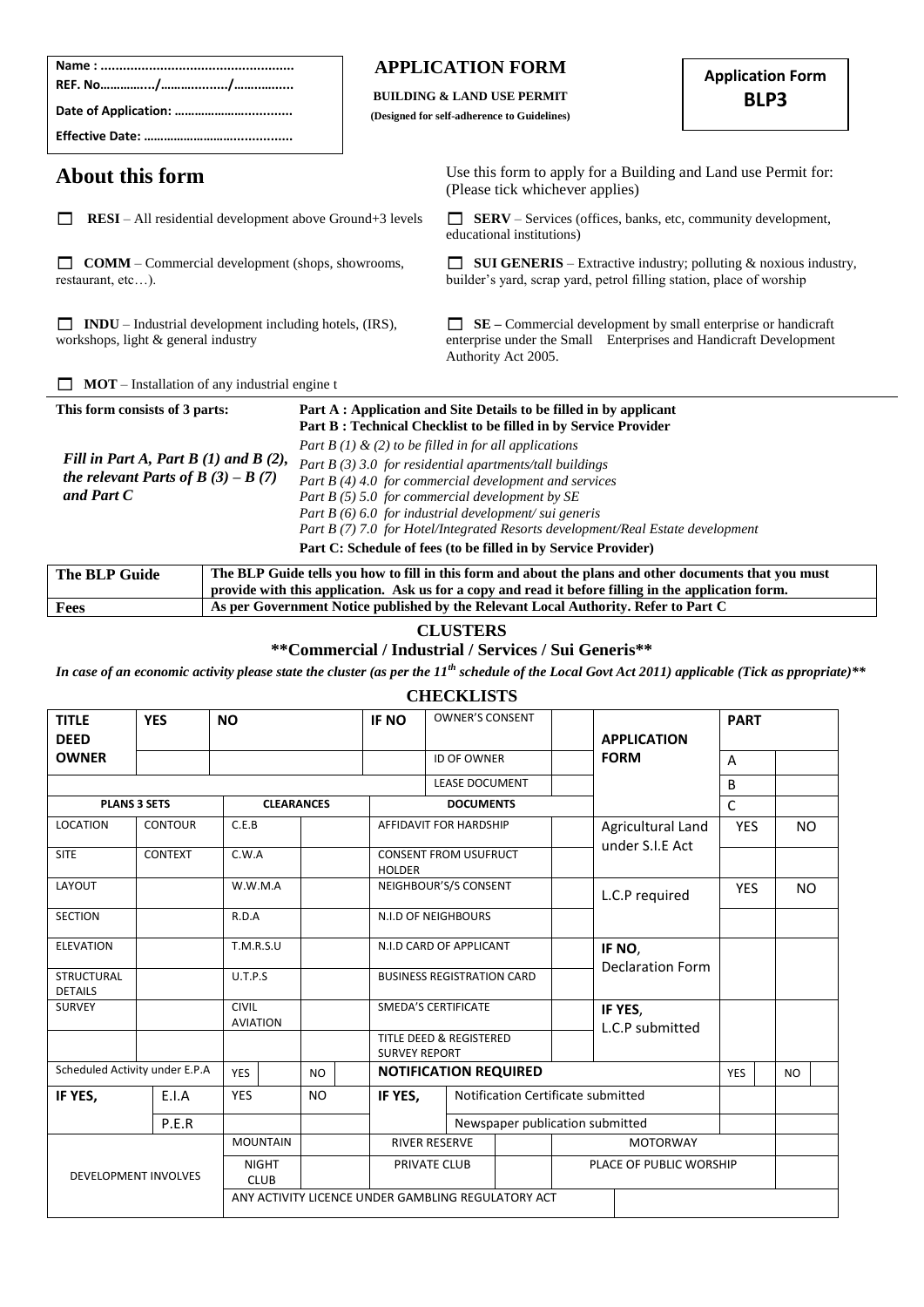**Name : ....................................................**
**REF. No…………..../………………/……………..**
**Date of Application: ……………………………**
**Effective Date: …………………………………**

# APPLICATION FORM

**BUILDING & LAND USE PERMIT**

**(Designed for self-adherence to Guidelines)**

**Application Form BLP3**

## About this form

Use this form to apply for a Building and Land use Permit for: (Please tick whichever applies)

- ☐ **RESI** – All residential development above Ground+3 levels
- ☐ **SERV** – Services (offices, banks, etc, community development, educational institutions)
- ☐ **COMM** – Commercial development (shops, showrooms, restaurant, etc…).
- ☐ **SUI GENERIS** – Extractive industry; polluting & noxious industry, builder's yard, scrap yard, petrol filling station, place of worship
- ☐ **INDU** – Industrial development including hotels, (IRS), workshops, light & general industry
- ☐ **SE** – Commercial development by small enterprise or handicraft enterprise under the Small Enterprises and Handicraft Development Authority Act 2005.
- ☐ **MOT** – Installation of any industrial engine t

**This form consists of 3 parts:**

**Part A : Application and Site Details to be filled in by applicant**
**Part B : Technical Checklist to be filled in by Service Provider**

***Fill in Part A, Part B (1) and B (2), the relevant Parts of B (3) – B (7) and Part C***

*Part B (1) & (2) to be filled in for all applications*
*Part B (3) 3.0 for residential apartments/tall buildings*
*Part B (4) 4.0 for commercial development and services*
*Part B (5) 5.0 for commercial development by SE*
*Part B (6) 6.0 for industrial development/ sui generis*
*Part B (7) 7.0 for Hotel/Integrated Resorts development/Real Estate development*

**Part C: Schedule of fees (to be filled in by Service Provider)**

| | |
|---|---|
| **The BLP Guide** | **The BLP Guide tells you how to fill in this form and about the plans and other documents that you must provide with this application. Ask us for a copy and read it before filling in the application form.** |
| **Fees** | **As per Government Notice published by the Relevant Local Authority. Refer to Part C** |

## CLUSTERS

**\*\*Commercial / Industrial / Services / Sui Generis\*\***

***In case of an economic activity please state the cluster (as per the 11th schedule of the Local Govt Act 2011) applicable (Tick as ppropriate)\*\****

## CHECKLISTS

| **TITLE DEED OWNER** | **YES** | **NO** | | | **IF NO** | OWNER'S CONSENT | | **APPLICATION FORM** | **PART** | |
|---|---|---|---|---|---|---|---|---|---|---|
| | | | | | | ID OF OWNER | | | A | |
| | | | | | | LEASE DOCUMENT | | | B | |
| **PLANS 3 SETS** | | **CLEARANCES** | | | **DOCUMENTS** | | | | C | |
| LOCATION | CONTOUR | C.E.B | | | AFFIDAVIT FOR HARDSHIP | | | Agricultural Land under S.I.E Act | YES | NO |
| SITE | CONTEXT | C.W.A | | | CONSENT FROM USUFRUCT HOLDER | | | | | |
| LAYOUT | | W.W.M.A | | | NEIGHBOUR'S/S CONSENT | | | L.C.P required | YES | NO |
| SECTION | | R.D.A | | | N.I.D OF NEIGHBOURS | | | | | |
| ELEVATION | | T.M.R.S.U | | | N.I.D CARD OF APPLICANT | | | IF NO, Declaration Form | | |
| STRUCTURAL DETAILS | | U.T.P.S | | | BUSINESS REGISTRATION CARD | | | | | |
| SURVEY | | CIVIL AVIATION | | | SMEDA'S CERTIFICATE | | | IF YES, L.C.P submitted | | |
| | | | | | TITLE DEED & REGISTERED SURVEY REPORT | | | | | |
| Scheduled Activity under E.P.A | | YES | | NO | **NOTIFICATION REQUIRED** | | | | YES | NO |
| **IF YES,** | E.I.A | YES | | NO | **IF YES,** | Notification Certificate submitted | | | | |
| | P.E.R | | | | | Newspaper publication submitted | | | | |
| DEVELOPMENT INVOLVES | | MOUNTAIN | | | RIVER RESERVE | | | MOTORWAY | | |
| | | NIGHT CLUB | | | PRIVATE CLUB | | | PLACE OF PUBLIC WORSHIP | | |
| | | ANY ACTIVITY LICENCE UNDER GAMBLING REGULATORY ACT | | | | | | | | |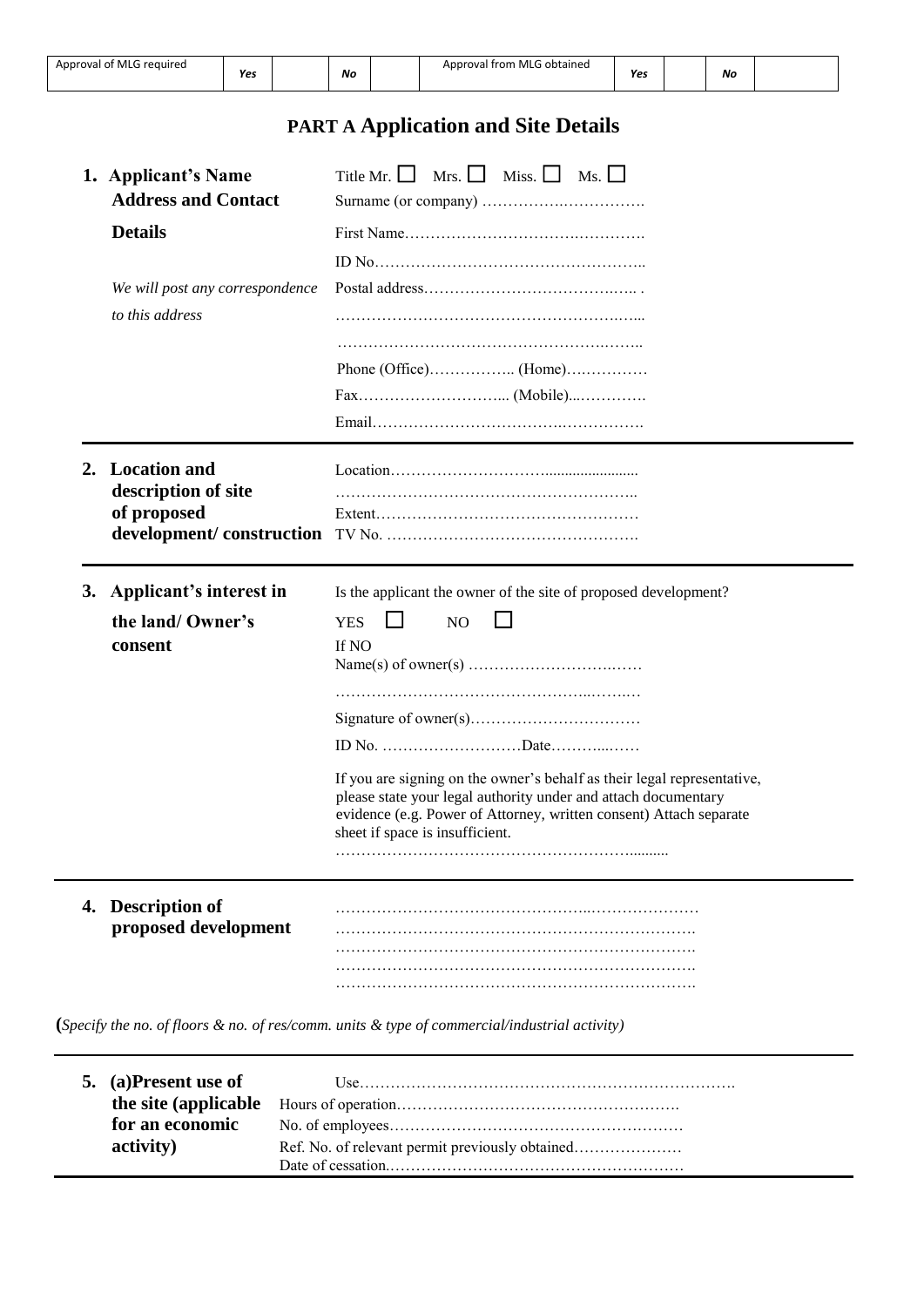| Approval of MLG required | Yes | | No | | Approval from MLG obtained | Yes | | No | |
|---|---|---|---|---|---|---|---|---|---|

# PART A Application and Site Details

**1. Applicant's Name Address and Contact Details**

*We will post any correspondence to this address*

Title Mr. ☐ Mrs. ☐ Miss. ☐ Ms. ☐

Surname (or company) …………….…………….

First Name……………………………….……….

ID No……………………………………………..

Postal address…………………………….….. .

…………………………………………….…...

……………………………………………….……..

Phone (Office)…………….. (Home)….…………

Fax……………………….... (Mobile)...………….

Email…………………………….…………….

**2. Location and description of site of proposed development/ construction**

Location………………………….......................

…………………………………………………..

Extent……………………………………………

TV No. ………………………………………….

**3. Applicant's interest in the land/ Owner's consent**

Is the applicant the owner of the site of proposed development?

YES ☐ NO ☐

If NO

Name(s) of owner(s) ………………………….……

…………………………………………..……..…

Signature of owner(s)……………………………

ID No. ………………………Date………...……

If you are signing on the owner's behalf as their legal representative, please state your legal authority under and attach documentary evidence (e.g. Power of Attorney, written consent) Attach separate sheet if space is insufficient.

…………………………………………………..........

**4. Description of proposed development**

…………………………………………..…………………

…………………………………………………………….

…………………………………………………………….

…………………………………………………………….

…………………………………………………………….

**(***Specify the no. of floors & no. of res/comm. units & type of commercial/industrial activity)*

**5. (a)Present use of the site (applicable for an economic activity)**

Use……………………………………………………………….

Hours of operation……………………………………………….

No. of employees…………………………………………………

Ref. No. of relevant permit previously obtained…………………

Date of cessation.…………………………………………………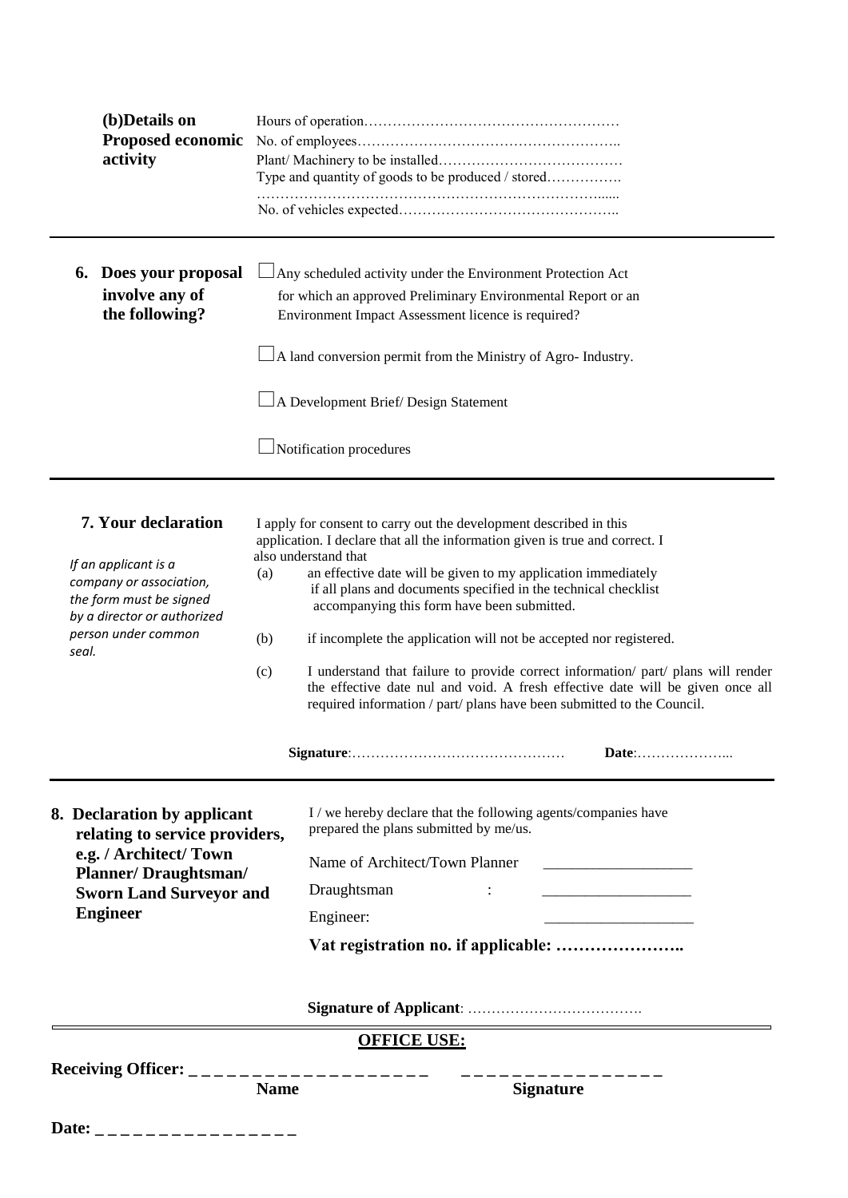**(b)Details on Proposed economic activity**

Hours of operation……………………………………………

No. of employees……………………………………………..

Plant/ Machinery to be installed…………………………………

Type and quantity of goods to be produced / stored…………….

…………………………………………………………………......

No. of vehicles expected……………………………………..

---

**6. Does your proposal involve any of the following?**

☐ Any scheduled activity under the Environment Protection Act for which an approved Preliminary Environmental Report or an Environment Impact Assessment licence is required?

☐ A land conversion permit from the Ministry of Agro- Industry.

☐ A Development Brief/ Design Statement

☐ Notification procedures

---

**7. Your declaration**

*If an applicant is a company or association, the form must be signed by a director or authorized person under common seal.*

I apply for consent to carry out the development described in this application. I declare that all the information given is true and correct. I also understand that

(a) an effective date will be given to my application immediately if all plans and documents specified in the technical checklist accompanying this form have been submitted.

(b) if incomplete the application will not be accepted nor registered.

(c) I understand that failure to provide correct information/ part/ plans will render the effective date nul and void. A fresh effective date will be given once all required information / part/ plans have been submitted to the Council.

**Signature**:……………………………………… **Date**:………………...

---

**8. Declaration by applicant relating to service providers, e.g. / Architect/ Town Planner/ Draughtsman/ Sworn Land Surveyor and Engineer**

I / we hereby declare that the following agents/companies have prepared the plans submitted by me/us.

Name of Architect/Town Planner ___________________

Draughtsman : ___________________

Engineer: ___________________

**Vat registration no. if applicable: …………………..**

**Signature of Applicant**: ……………………………….

---

**OFFICE USE:**

**Receiving Officer:** _ _ _ _ _ _ _ _ _ _ _ _ _ _ _ _ _ _ _ _ &nbsp;&nbsp; _ _ _ _ _ _ _ _ _ _ _ _ _ _ _ _

**Name** &nbsp;&nbsp;&nbsp;&nbsp;&nbsp;&nbsp;&nbsp;&nbsp; **Signature**

**Date:** _ _ _ _ _ _ _ _ _ _ _ _ _ _ _ _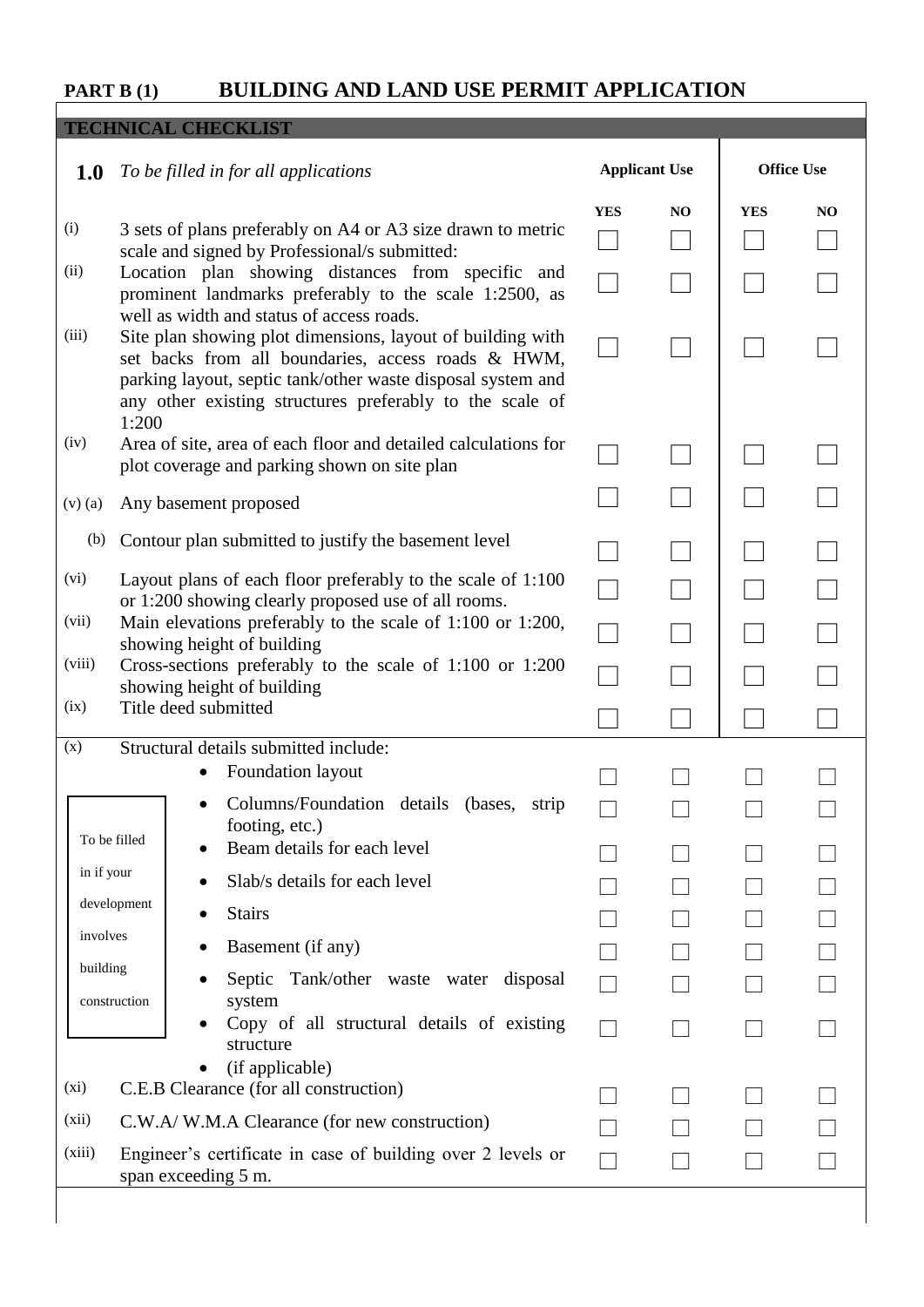## PART B (1) BUILDING AND LAND USE PERMIT APPLICATION

### TECHNICAL CHECKLIST

| **1.0** | *To be filled in for all applications* | **Applicant Use** | | **Office Use** | |
|---|---|---|---|---|---|
| | | **YES** | **NO** | **YES** | **NO** |
| (i) | 3 sets of plans preferably on A4 or A3 size drawn to metric scale and signed by Professional/s submitted: | ☐ | ☐ | ☐ | ☐ |
| (ii) | Location plan showing distances from specific and prominent landmarks preferably to the scale 1:2500, as well as width and status of access roads. | ☐ | ☐ | ☐ | ☐ |
| (iii) | Site plan showing plot dimensions, layout of building with set backs from all boundaries, access roads & HWM, parking layout, septic tank/other waste disposal system and any other existing structures preferably to the scale of 1:200 | ☐ | ☐ | ☐ | ☐ |
| (iv) | Area of site, area of each floor and detailed calculations for plot coverage and parking shown on site plan | ☐ | ☐ | ☐ | ☐ |
| (v) (a) | Any basement proposed | ☐ | ☐ | ☐ | ☐ |
| (b) | Contour plan submitted to justify the basement level | ☐ | ☐ | ☐ | ☐ |
| (vi) | Layout plans of each floor preferably to the scale of 1:100 or 1:200 showing clearly proposed use of all rooms. | ☐ | ☐ | ☐ | ☐ |
| (vii) | Main elevations preferably to the scale of 1:100 or 1:200, showing height of building | ☐ | ☐ | ☐ | ☐ |
| (viii) | Cross-sections preferably to the scale of 1:100 or 1:200 showing height of building | ☐ | ☐ | ☐ | ☐ |
| (ix) | Title deed submitted | ☐ | ☐ | ☐ | ☐ |
| (x) | Structural details submitted include: | | | | |
| To be filled in if your development involves building construction | • Foundation layout | ☐ | ☐ | ☐ | ☐ |
| | • Columns/Foundation details (bases, strip footing, etc.) | ☐ | ☐ | ☐ | ☐ |
| | • Beam details for each level | ☐ | ☐ | ☐ | ☐ |
| | • Slab/s details for each level | ☐ | ☐ | ☐ | ☐ |
| | • Stairs | ☐ | ☐ | ☐ | ☐ |
| | • Basement (if any) | ☐ | ☐ | ☐ | ☐ |
| | • Septic Tank/other waste water disposal system | ☐ | ☐ | ☐ | ☐ |
| | • Copy of all structural details of existing structure | ☐ | ☐ | ☐ | ☐ |
| | • (if applicable) | | | | |
| (xi) | C.E.B Clearance (for all construction) | ☐ | ☐ | ☐ | ☐ |
| (xii) | C.W.A/ W.M.A Clearance (for new construction) | ☐ | ☐ | ☐ | ☐ |
| (xiii) | Engineer's certificate in case of building over 2 levels or span exceeding 5 m. | ☐ | ☐ | ☐ | ☐ |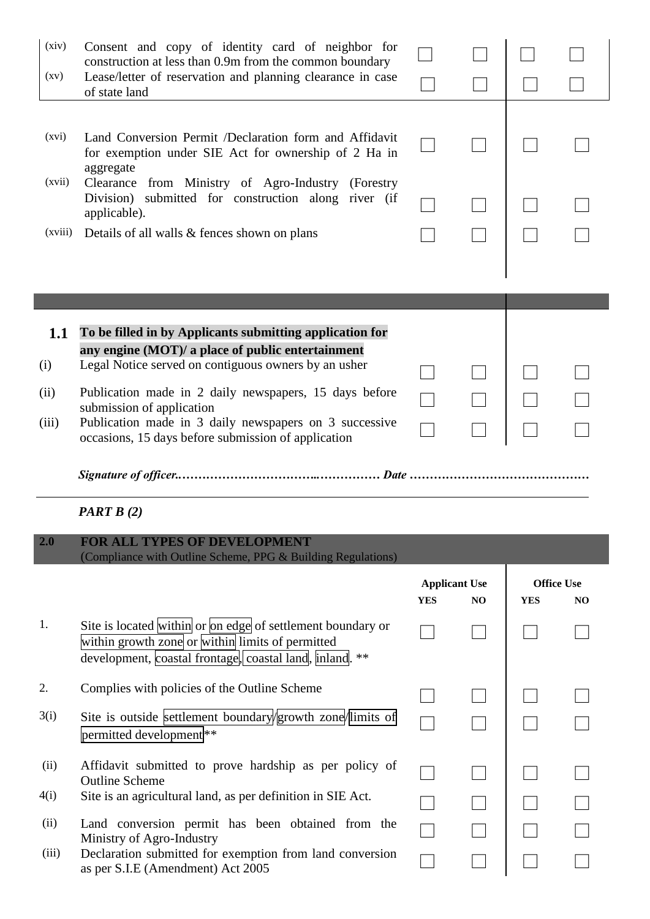| | | | | | |
|---|---|---|---|---|---|
| (xiv) | Consent and copy of identity card of neighbor for construction at less than 0.9m from the common boundary | ☐ | ☐ | ☐ | ☐ |
| (xv) | Lease/letter of reservation and planning clearance in case of state land | ☐ | ☐ | ☐ | ☐ |
| (xvi) | Land Conversion Permit /Declaration form and Affidavit for exemption under SIE Act for ownership of 2 Ha in aggregate | ☐ | ☐ | ☐ | ☐ |
| (xvii) | Clearance from Ministry of Agro-Industry (Forestry Division) submitted for construction along river (if applicable). | ☐ | ☐ | ☐ | ☐ |
| (xviii) | Details of all walls & fences shown on plans | ☐ | ☐ | ☐ | ☐ |

| | | | | | |
|---|---|---|---|---|---|
| **1.1** | **To be filled in by Applicants submitting application for any engine (MOT)/ a place of public entertainment** | | | | |
| (i) | Legal Notice served on contiguous owners by an usher | ☐ | ☐ | ☐ | ☐ |
| (ii) | Publication made in 2 daily newspapers, 15 days before submission of application | ☐ | ☐ | ☐ | ☐ |
| (iii) | Publication made in 3 daily newspapers on 3 successive occasions, 15 days before submission of application | ☐ | ☐ | ☐ | ☐ |

***Signature of officer..…………………………..……………. Date ………………………………………***

***PART B (2)***

## 2.0 FOR ALL TYPES OF DEVELOPMENT

(Compliance with Outline Scheme, PPG & Building Regulations)

| | | Applicant Use | | Office Use | |
|---|---|---|---|---|---|
| | | **YES** | **NO** | **YES** | **NO** |
| 1. | Site is located within or on edge of settlement boundary or within growth zone or within limits of permitted development, coastal frontage, coastal land, inland. ** | ☐ | ☐ | ☐ | ☐ |
| 2. | Complies with policies of the Outline Scheme | ☐ | ☐ | ☐ | ☐ |
| 3(i) | Site is outside settlement boundary/growth zone/limits of permitted development** | ☐ | ☐ | ☐ | ☐ |
| (ii) | Affidavit submitted to prove hardship as per policy of Outline Scheme | ☐ | ☐ | ☐ | ☐ |
| 4(i) | Site is an agricultural land, as per definition in SIE Act. | ☐ | ☐ | ☐ | ☐ |
| (ii) | Land conversion permit has been obtained from the Ministry of Agro-Industry | ☐ | ☐ | ☐ | ☐ |
| (iii) | Declaration submitted for exemption from land conversion as per S.I.E (Amendment) Act 2005 | ☐ | ☐ | ☐ | ☐ |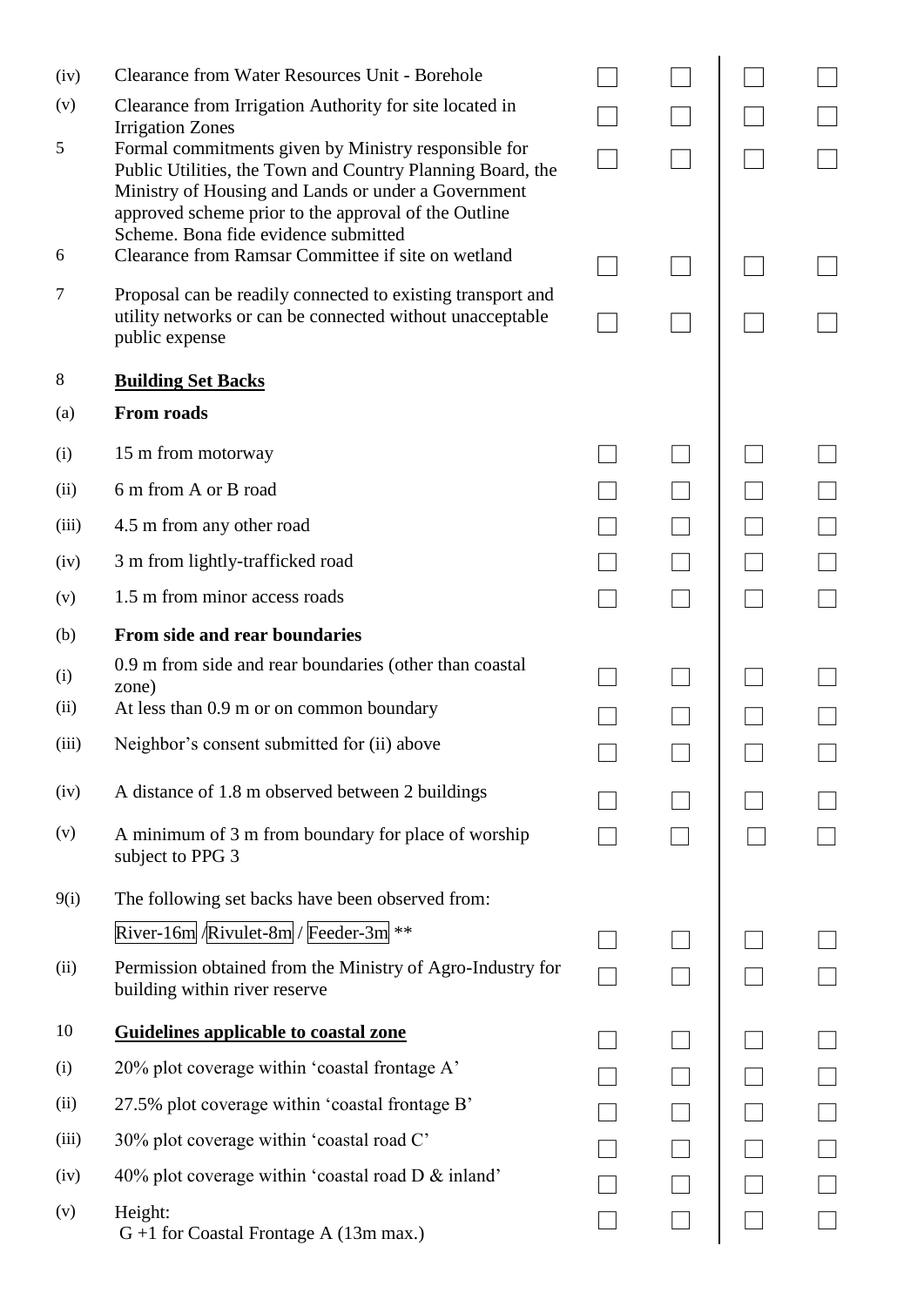| | | | | | |
|---|---|---|---|---|---|
| (iv) | Clearance from Water Resources Unit - Borehole | ☐ | ☐ | ☐ | ☐ |
| (v) | Clearance from Irrigation Authority for site located in Irrigation Zones | ☐ | ☐ | ☐ | ☐ |
| 5 | Formal commitments given by Ministry responsible for Public Utilities, the Town and Country Planning Board, the Ministry of Housing and Lands or under a Government approved scheme prior to the approval of the Outline Scheme. Bona fide evidence submitted | ☐ | ☐ | ☐ | ☐ |
| 6 | Clearance from Ramsar Committee if site on wetland | ☐ | ☐ | ☐ | ☐ |
| 7 | Proposal can be readily connected to existing transport and utility networks or can be connected without unacceptable public expense | ☐ | ☐ | ☐ | ☐ |
| 8 | **<u>Building Set Backs</u>** | | | | |
| (a) | **From roads** | | | | |
| (i) | 15 m from motorway | ☐ | ☐ | ☐ | ☐ |
| (ii) | 6 m from A or B road | ☐ | ☐ | ☐ | ☐ |
| (iii) | 4.5 m from any other road | ☐ | ☐ | ☐ | ☐ |
| (iv) | 3 m from lightly-trafficked road | ☐ | ☐ | ☐ | ☐ |
| (v) | 1.5 m from minor access roads | ☐ | ☐ | ☐ | ☐ |
| (b) | **From side and rear boundaries** | | | | |
| (i) | 0.9 m from side and rear boundaries (other than coastal zone) | ☐ | ☐ | ☐ | ☐ |
| (ii) | At less than 0.9 m or on common boundary | ☐ | ☐ | ☐ | ☐ |
| (iii) | Neighbor's consent submitted for (ii) above | ☐ | ☐ | ☐ | ☐ |
| (iv) | A distance of 1.8 m observed between 2 buildings | ☐ | ☐ | ☐ | ☐ |
| (v) | A minimum of 3 m from boundary for place of worship subject to PPG 3 | ☐ | ☐ | ☐ | ☐ |
| 9(i) | The following set backs have been observed from: | | | | |
| | River-16m / Rivulet-8m / Feeder-3m ** | ☐ | ☐ | ☐ | ☐ |
| (ii) | Permission obtained from the Ministry of Agro-Industry for building within river reserve | ☐ | ☐ | ☐ | ☐ |
| 10 | **<u>Guidelines applicable to coastal zone</u>** | ☐ | ☐ | ☐ | ☐ |
| (i) | 20% plot coverage within 'coastal frontage A' | ☐ | ☐ | ☐ | ☐ |
| (ii) | 27.5% plot coverage within 'coastal frontage B' | ☐ | ☐ | ☐ | ☐ |
| (iii) | 30% plot coverage within 'coastal road C' | ☐ | ☐ | ☐ | ☐ |
| (iv) | 40% plot coverage within 'coastal road D & inland' | ☐ | ☐ | ☐ | ☐ |
| (v) | Height: G +1 for Coastal Frontage A (13m max.) | ☐ | ☐ | ☐ | ☐ |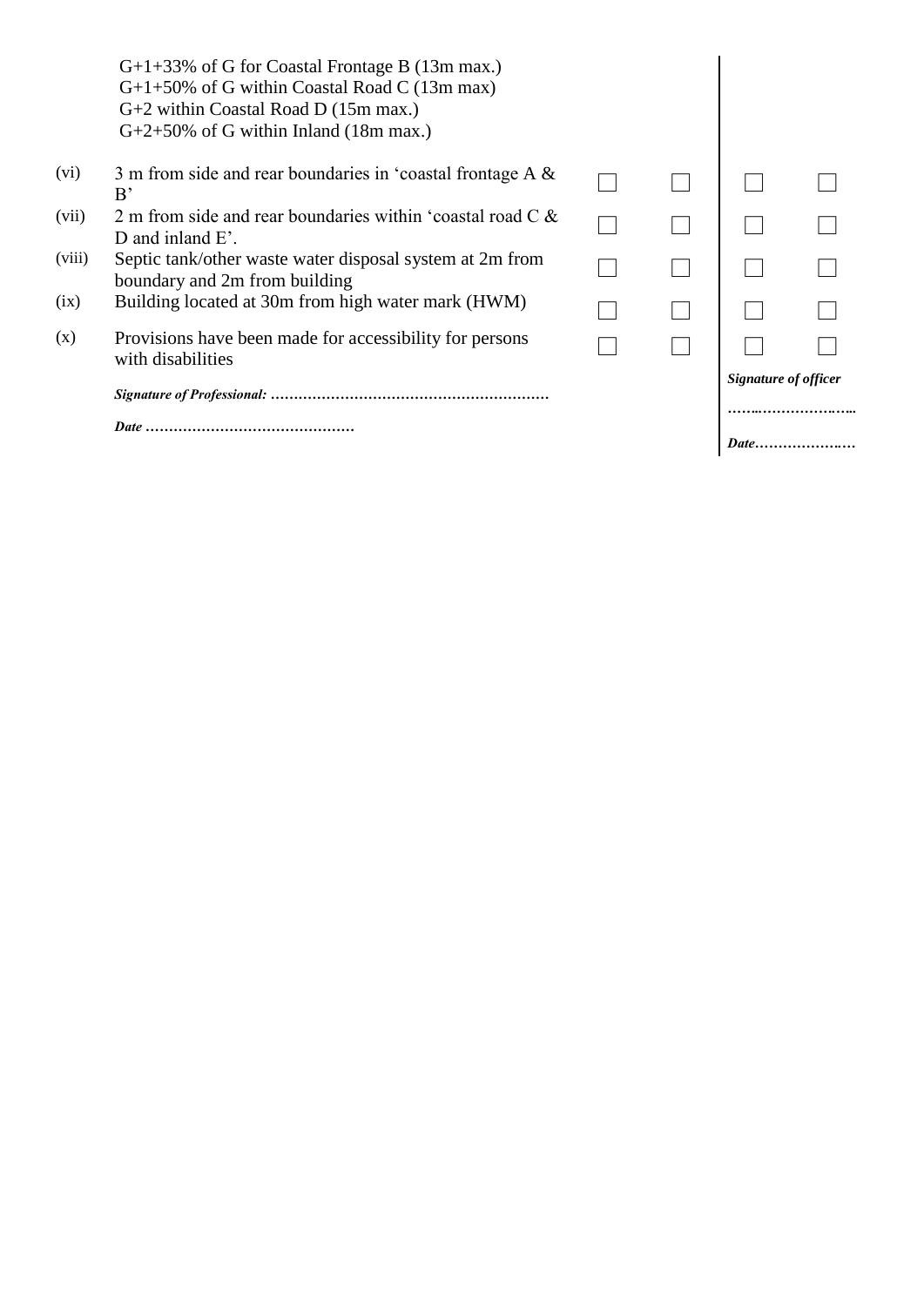| | | | | | |
|---|---|---|---|---|---|
| | G+1+33% of G for Coastal Frontage B (13m max.)<br>G+1+50% of G within Coastal Road C (13m max)<br>G+2 within Coastal Road D (15m max.)<br>G+2+50% of G within Inland (18m max.) | | | | |
| (vi) | 3 m from side and rear boundaries in 'coastal frontage A & B' | ☐ | ☐ | ☐ | ☐ |
| (vii) | 2 m from side and rear boundaries within 'coastal road C & D and inland E'. | ☐ | ☐ | ☐ | ☐ |
| (viii) | Septic tank/other waste water disposal system at 2m from boundary and 2m from building | ☐ | ☐ | ☐ | ☐ |
| (ix) | Building located at 30m from high water mark (HWM) | ☐ | ☐ | ☐ | ☐ |
| (x) | Provisions have been made for accessibility for persons with disabilities | ☐ | ☐ | ☐ | ☐ |

***Signature of Professional:*** ……………………………………………………

***Date*** ………………………………………

***Signature of officer***

……..…………………..

***Date***…………………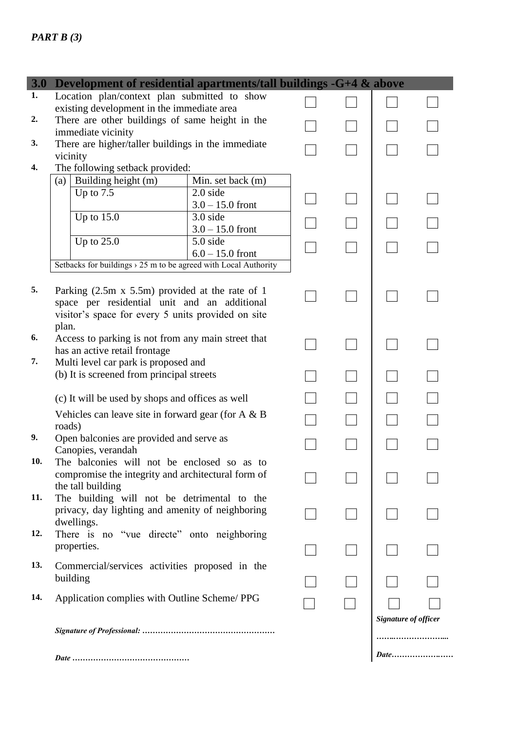*PART B (3)*

| 3.0 | Development of residential apartments/tall buildings -G+4 & above | | | | |
|---|---|---|---|---|---|
| 1. | Location plan/context plan submitted to show existing development in the immediate area | ☐ | ☐ | ☐ | ☐ |
| 2. | There are other buildings of same height in the immediate vicinity | ☐ | ☐ | ☐ | ☐ |
| 3. | There are higher/taller buildings in the immediate vicinity | ☐ | ☐ | ☐ | ☐ |
| 4. | The following setback provided: | | | | |
| | (a) Building height (m): Up to 7.5 — Min. set back (m): 2.0 side, 3.0 – 15.0 front | ☐ | ☐ | ☐ | ☐ |
| | Building height (m): Up to 15.0 — Min. set back (m): 3.0 side, 3.0 – 15.0 front | ☐ | ☐ | ☐ | ☐ |
| | Building height (m): Up to 25.0 — Min. set back (m): 5.0 side, 6.0 – 15.0 front | ☐ | ☐ | ☐ | ☐ |
| | Setbacks for buildings › 25 m to be agreed with Local Authority | | | | |
| 5. | Parking (2.5m x 5.5m) provided at the rate of 1 space per residential unit and an additional visitor's space for every 5 units provided on site plan. | ☐ | ☐ | ☐ | ☐ |
| 6. | Access to parking is not from any main street that has an active retail frontage | ☐ | ☐ | ☐ | ☐ |
| 7. | Multi level car park is proposed and (b) It is screened from principal streets | ☐ | ☐ | ☐ | ☐ |
| | (c) It will be used by shops and offices as well | ☐ | ☐ | ☐ | ☐ |
| | Vehicles can leave site in forward gear (for A & B roads) | ☐ | ☐ | ☐ | ☐ |
| 9. | Open balconies are provided and serve as Canopies, verandah | ☐ | ☐ | ☐ | ☐ |
| 10. | The balconies will not be enclosed so as to compromise the integrity and architectural form of the tall building | ☐ | ☐ | ☐ | ☐ |
| 11. | The building will not be detrimental to the privacy, day lighting and amenity of neighboring dwellings. | ☐ | ☐ | ☐ | ☐ |
| 12. | There is no "vue directe" onto neighboring properties. | ☐ | ☐ | ☐ | ☐ |
| 13. | Commercial/services activities proposed in the building | ☐ | ☐ | ☐ | ☐ |
| 14. | Application complies with Outline Scheme/ PPG | ☐ | ☐ | ☐ | ☐ |

***Signature of Professional: …………………………………………***

***Date ……………………………………***

***Signature of officer***

***……………………….***

***Date…………………….***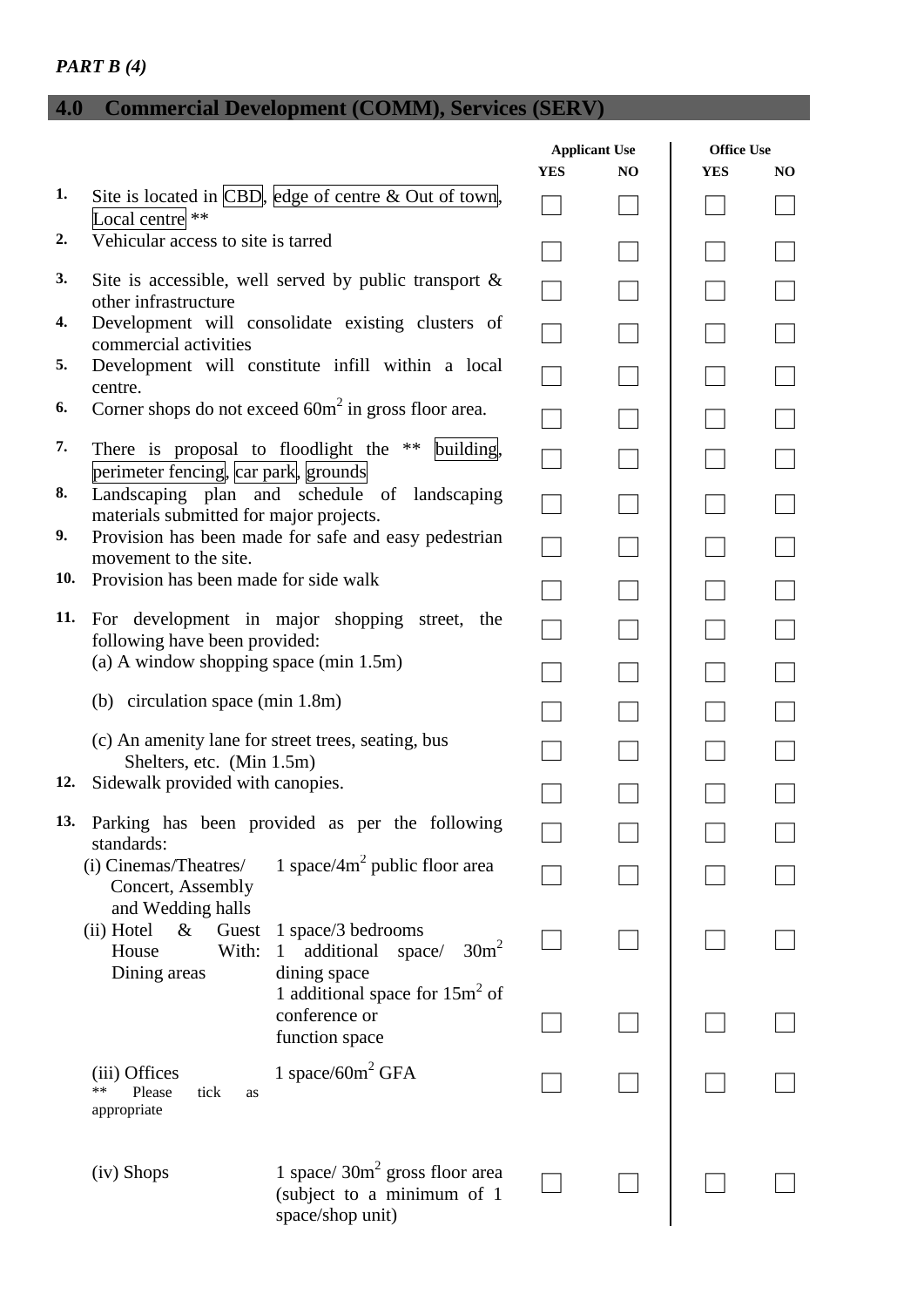*PART B (4)*

## 4.0 Commercial Development (COMM), Services (SERV)

| | | Applicant Use | | Office Use | |
|---|---|---|---|---|---|
| | | YES | NO | YES | NO |
| 1. | Site is located in CBD, edge of centre & Out of town, Local centre ** | ☐ | ☐ | ☐ | ☐ |
| 2. | Vehicular access to site is tarred | ☐ | ☐ | ☐ | ☐ |
| 3. | Site is accessible, well served by public transport & other infrastructure | ☐ | ☐ | ☐ | ☐ |
| 4. | Development will consolidate existing clusters of commercial activities | ☐ | ☐ | ☐ | ☐ |
| 5. | Development will constitute infill within a local centre. | ☐ | ☐ | ☐ | ☐ |
| 6. | Corner shops do not exceed 60m$^2$ in gross floor area. | ☐ | ☐ | ☐ | ☐ |
| 7. | There is proposal to floodlight the ** building, perimeter fencing, car park, grounds | ☐ | ☐ | ☐ | ☐ |
| 8. | Landscaping plan and schedule of landscaping materials submitted for major projects. | ☐ | ☐ | ☐ | ☐ |
| 9. | Provision has been made for safe and easy pedestrian movement to the site. | ☐ | ☐ | ☐ | ☐ |
| 10. | Provision has been made for side walk | ☐ | ☐ | ☐ | ☐ |
| 11. | For development in major shopping street, the following have been provided: | ☐ | ☐ | ☐ | ☐ |
| | (a) A window shopping space (min 1.5m) | ☐ | ☐ | ☐ | ☐ |
| | (b) circulation space (min 1.8m) | ☐ | ☐ | ☐ | ☐ |
| | (c) An amenity lane for street trees, seating, bus Shelters, etc. (Min 1.5m) | ☐ | ☐ | ☐ | ☐ |
| 12. | Sidewalk provided with canopies. | ☐ | ☐ | ☐ | ☐ |
| 13. | Parking has been provided as per the following standards: | ☐ | ☐ | ☐ | ☐ |
| | (i) Cinemas/Theatres/ Concert, Assembly and Wedding halls — 1 space/4m$^2$ public floor area | ☐ | ☐ | ☐ | ☐ |
| | (ii) Hotel & Guest House With: Dining areas — 1 space/3 bedrooms; 1 additional space/ 30m$^2$ dining space | ☐ | ☐ | ☐ | ☐ |
| | 1 additional space for 15m$^2$ of conference or function space | ☐ | ☐ | ☐ | ☐ |
| | (iii) Offices — 1 space/60m$^2$ GFA | ☐ | ☐ | ☐ | ☐ |
| | (iv) Shops — 1 space/ 30m$^2$ gross floor area (subject to a minimum of 1 space/shop unit) | ☐ | ☐ | ☐ | ☐ |

** Please tick as appropriate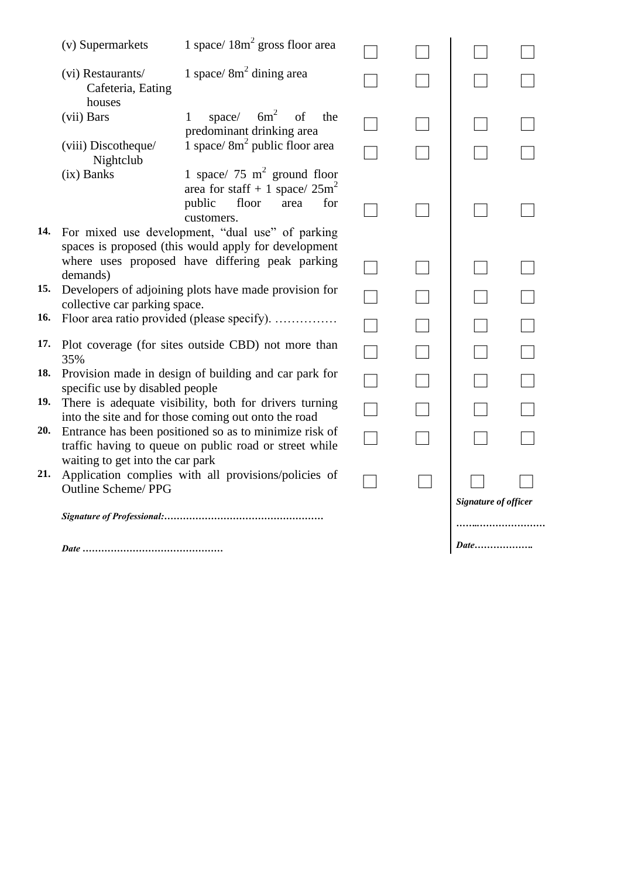| | | | | | | |
|---|---|---|---|---|---|---|
| | (v) Supermarkets | 1 space/ 18m$^2$ gross floor area | ☐ | ☐ | ☐ | ☐ |
| | (vi) Restaurants/ Cafeteria, Eating houses | 1 space/ 8m$^2$ dining area | ☐ | ☐ | ☐ | ☐ |
| | (vii) Bars | 1 space/ 6m$^2$ of the predominant drinking area | ☐ | ☐ | ☐ | ☐ |
| | (viii) Discotheque/ Nightclub | 1 space/ 8m$^2$ public floor area | ☐ | ☐ | ☐ | ☐ |
| | (ix) Banks | 1 space/ 75 m$^2$ ground floor area for staff + 1 space/ 25m$^2$ public floor area for customers. | ☐ | ☐ | ☐ | ☐ |
| **14.** | For mixed use development, "dual use" of parking spaces is proposed (this would apply for development where uses proposed have differing peak parking demands) | | ☐ | ☐ | ☐ | ☐ |
| **15.** | Developers of adjoining plots have made provision for collective car parking space. | | ☐ | ☐ | ☐ | ☐ |
| **16.** | Floor area ratio provided (please specify). …………… | | ☐ | ☐ | ☐ | ☐ |
| **17.** | Plot coverage (for sites outside CBD) not more than 35% | | ☐ | ☐ | ☐ | ☐ |
| **18.** | Provision made in design of building and car park for specific use by disabled people | | ☐ | ☐ | ☐ | ☐ |
| **19.** | There is adequate visibility, both for drivers turning into the site and for those coming out onto the road | | ☐ | ☐ | ☐ | ☐ |
| **20.** | Entrance has been positioned so as to minimize risk of traffic having to queue on public road or street while waiting to get into the car park | | ☐ | ☐ | ☐ | ☐ |
| **21.** | Application complies with all provisions/policies of Outline Scheme/ PPG | | ☐ | ☐ | ☐ | ☐ |

***Signature of Professional:***……………………………………………

***Date*** ………………………………………

***Signature of officer***

……..…………………

***Date***……………….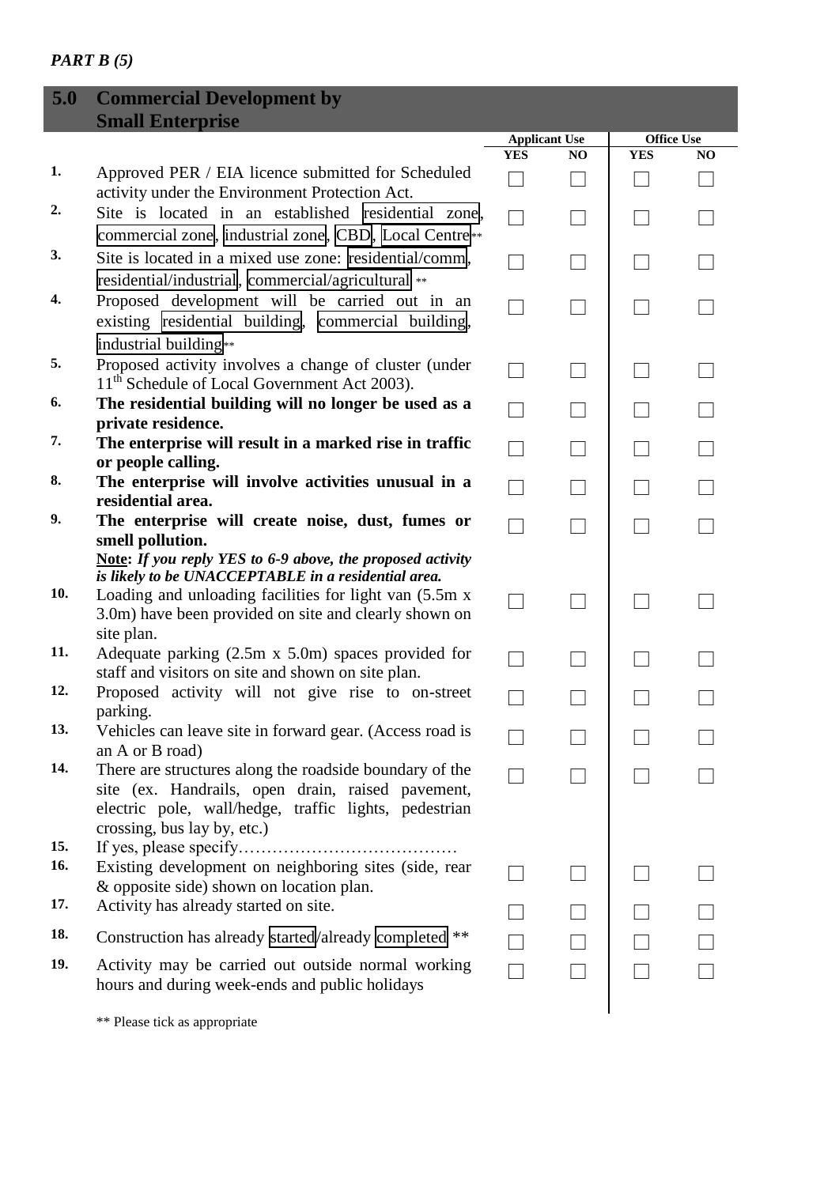*PART B (5)*

## 5.0 Commercial Development by Small Enterprise

| No. | Item | Applicant Use YES | Applicant Use NO | Office Use YES | Office Use NO |
|---|---|---|---|---|---|
| **1.** | Approved PER / EIA licence submitted for Scheduled activity under the Environment Protection Act. | ☐ | ☐ | ☐ | ☐ |
| **2.** | Site is located in an established residential zone, commercial zone, industrial zone, CBD, Local Centre** | ☐ | ☐ | ☐ | ☐ |
| **3.** | Site is located in a mixed use zone: residential/comm, residential/industrial, commercial/agricultural ** | ☐ | ☐ | ☐ | ☐ |
| **4.** | Proposed development will be carried out in an existing residential building, commercial building, industrial building** | ☐ | ☐ | ☐ | ☐ |
| **5.** | Proposed activity involves a change of cluster (under 11th Schedule of Local Government Act 2003). | ☐ | ☐ | ☐ | ☐ |
| **6.** | **The residential building will no longer be used as a private residence.** | ☐ | ☐ | ☐ | ☐ |
| **7.** | **The enterprise will result in a marked rise in traffic or people calling.** | ☐ | ☐ | ☐ | ☐ |
| **8.** | **The enterprise will involve activities unusual in a residential area.** | ☐ | ☐ | ☐ | ☐ |
| **9.** | **The enterprise will create noise, dust, fumes or smell pollution.** <br> **Note:** ***If you reply YES to 6-9 above, the proposed activity is likely to be UNACCEPTABLE in a residential area.*** | ☐ | ☐ | ☐ | ☐ |
| **10.** | Loading and unloading facilities for light van (5.5m x 3.0m) have been provided on site and clearly shown on site plan. | ☐ | ☐ | ☐ | ☐ |
| **11.** | Adequate parking (2.5m x 5.0m) spaces provided for staff and visitors on site and shown on site plan. | ☐ | ☐ | ☐ | ☐ |
| **12.** | Proposed activity will not give rise to on-street parking. | ☐ | ☐ | ☐ | ☐ |
| **13.** | Vehicles can leave site in forward gear. (Access road is an A or B road) | ☐ | ☐ | ☐ | ☐ |
| **14.** | There are structures along the roadside boundary of the site (ex. Handrails, open drain, raised pavement, electric pole, wall/hedge, traffic lights, pedestrian crossing, bus lay by, etc.) | ☐ | ☐ | ☐ | ☐ |
| **15.** | If yes, please specify………………………………… | | | | |
| **16.** | Existing development on neighboring sites (side, rear & opposite side) shown on location plan. | ☐ | ☐ | ☐ | ☐ |
| **17.** | Activity has already started on site. | ☐ | ☐ | ☐ | ☐ |
| **18.** | Construction has already started/already completed ** | ☐ | ☐ | ☐ | ☐ |
| **19.** | Activity may be carried out outside normal working hours and during week-ends and public holidays | ☐ | ☐ | ☐ | ☐ |

** Please tick as appropriate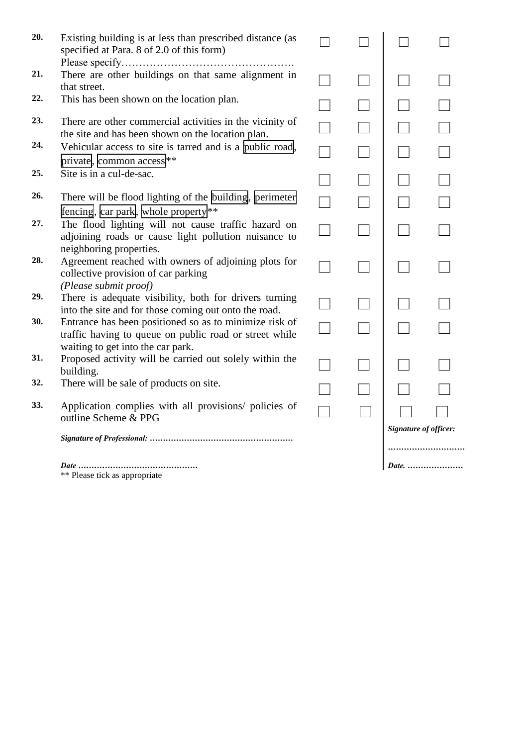| No. | Item | | | | |
|---|---|---|---|---|---|
| **20.** | Existing building is at less than prescribed distance (as specified at Para. 8 of 2.0 of this form) Please specify…………………………………………. | ☐ | ☐ | ☐ | ☐ |
| **21.** | There are other buildings on that same alignment in that street. | ☐ | ☐ | ☐ | ☐ |
| **22.** | This has been shown on the location plan. | ☐ | ☐ | ☐ | ☐ |
| **23.** | There are other commercial activities in the vicinity of the site and has been shown on the location plan. | ☐ | ☐ | ☐ | ☐ |
| **24.** | Vehicular access to site is tarred and is a public road, private, common access** | ☐ | ☐ | ☐ | ☐ |
| **25.** | Site is in a cul-de-sac. | ☐ | ☐ | ☐ | ☐ |
| **26.** | There will be flood lighting of the building, perimeter fencing, car park, whole property** | ☐ | ☐ | ☐ | ☐ |
| **27.** | The flood lighting will not cause traffic hazard on adjoining roads or cause light pollution nuisance to neighboring properties. | ☐ | ☐ | ☐ | ☐ |
| **28.** | Agreement reached with owners of adjoining plots for collective provision of car parking *(Please submit proof)* | ☐ | ☐ | ☐ | ☐ |
| **29.** | There is adequate visibility, both for drivers turning into the site and for those coming out onto the road. | ☐ | ☐ | ☐ | ☐ |
| **30.** | Entrance has been positioned so as to minimize risk of traffic having to queue on public road or street while waiting to get into the car park. | ☐ | ☐ | ☐ | ☐ |
| **31.** | Proposed activity will be carried out solely within the building. | ☐ | ☐ | ☐ | ☐ |
| **32.** | There will be sale of products on site. | ☐ | ☐ | ☐ | ☐ |
| **33.** | Application complies with all provisions/ policies of outline Scheme & PPG | ☐ | ☐ | ☐ | ☐ |

***Signature of Professional:*** ………………………………………………

***Date*** ………………………………………

** Please tick as appropriate

***Signature of officer:***

……………………….

***Date.*** …………………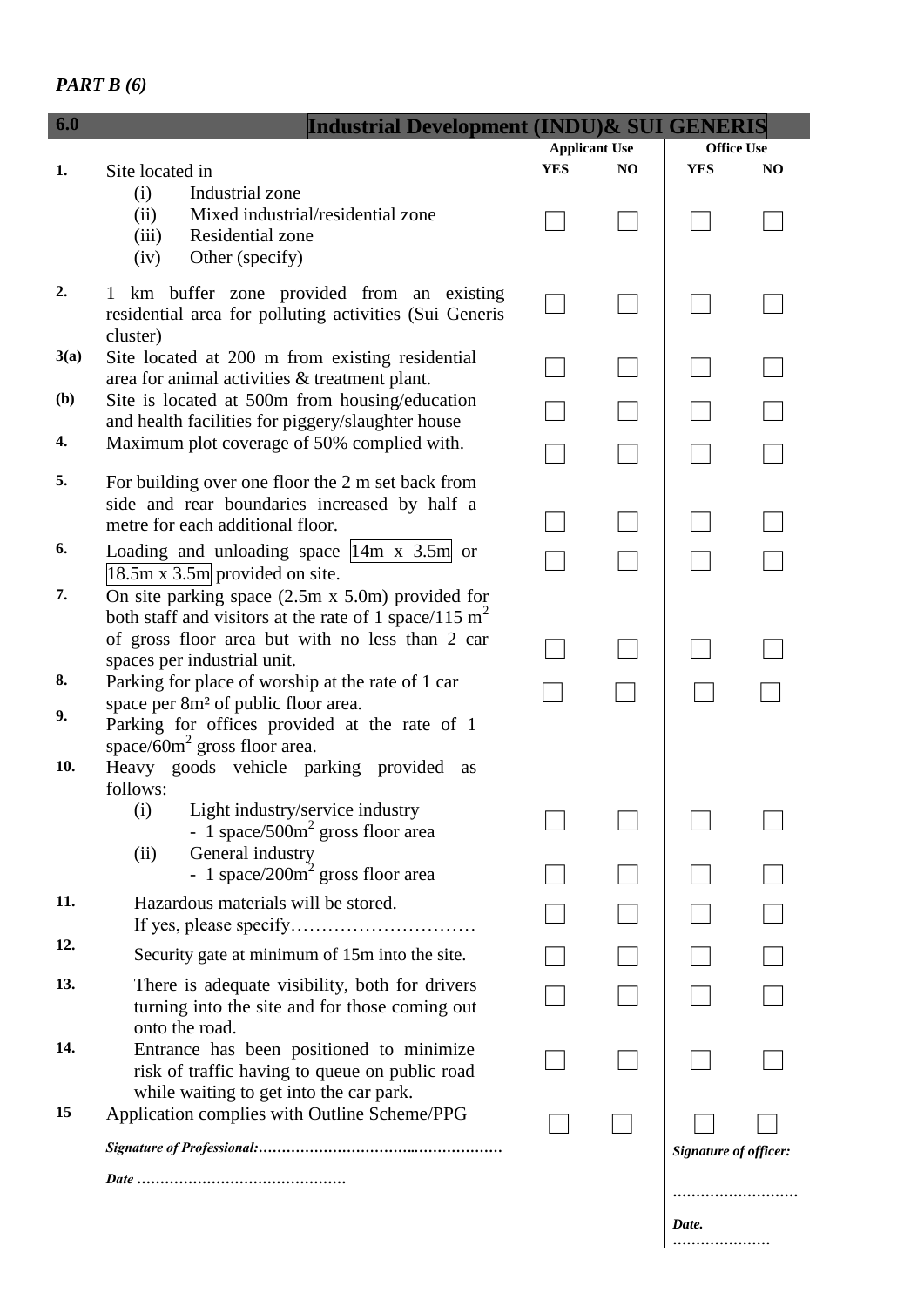*PART B (6)*

| 6.0 | Industrial Development (INDU)& SUI GENERIS | Applicant Use | | Office Use | |
|---|---|---|---|---|---|
| | | YES | NO | YES | NO |
| 1. | Site located in<br>(i) Industrial zone<br>(ii) Mixed industrial/residential zone<br>(iii) Residential zone<br>(iv) Other (specify) | ☐ | ☐ | ☐ | ☐ |
| 2. | 1 km buffer zone provided from an existing residential area for polluting activities (Sui Generis cluster) | ☐ | ☐ | ☐ | ☐ |
| 3(a) | Site located at 200 m from existing residential area for animal activities & treatment plant. | ☐ | ☐ | ☐ | ☐ |
| (b) | Site is located at 500m from housing/education and health facilities for piggery/slaughter house | ☐ | ☐ | ☐ | ☐ |
| 4. | Maximum plot coverage of 50% complied with. | ☐ | ☐ | ☐ | ☐ |
| 5. | For building over one floor the 2 m set back from side and rear boundaries increased by half a metre for each additional floor. | ☐ | ☐ | ☐ | ☐ |
| 6. | Loading and unloading space 14m x 3.5m or 18.5m x 3.5m provided on site. | ☐ | ☐ | ☐ | ☐ |
| 7. | On site parking space (2.5m x 5.0m) provided for both staff and visitors at the rate of 1 space/115 $m^2$ of gross floor area but with no less than 2 car spaces per industrial unit. | ☐ | ☐ | ☐ | ☐ |
| 8. | Parking for place of worship at the rate of 1 car space per 8m² of public floor area. | ☐ | ☐ | ☐ | ☐ |
| 9. | Parking for offices provided at the rate of 1 space/60$m^2$ gross floor area. | | | | |
| 10. | Heavy goods vehicle parking provided as follows:<br>(i) Light industry/service industry<br>- 1 space/500$m^2$ gross floor area | ☐ | ☐ | ☐ | ☐ |
| | (ii) General industry<br>- 1 space/200$m^2$ gross floor area | ☐ | ☐ | ☐ | ☐ |
| 11. | Hazardous materials will be stored.<br>If yes, please specify………………………… | ☐ | ☐ | ☐ | ☐ |
| 12. | Security gate at minimum of 15m into the site. | ☐ | ☐ | ☐ | ☐ |
| 13. | There is adequate visibility, both for drivers turning into the site and for those coming out onto the road. | ☐ | ☐ | ☐ | ☐ |
| 14. | Entrance has been positioned to minimize risk of traffic having to queue on public road while waiting to get into the car park. | ☐ | ☐ | ☐ | ☐ |
| 15 | Application complies with Outline Scheme/PPG | ☐ | ☐ | ☐ | ☐ |

***Signature of Professional:*……………………………..………………**

***Date* ………………………………………**

***Signature of officer:***

………………………

***Date.*** …………………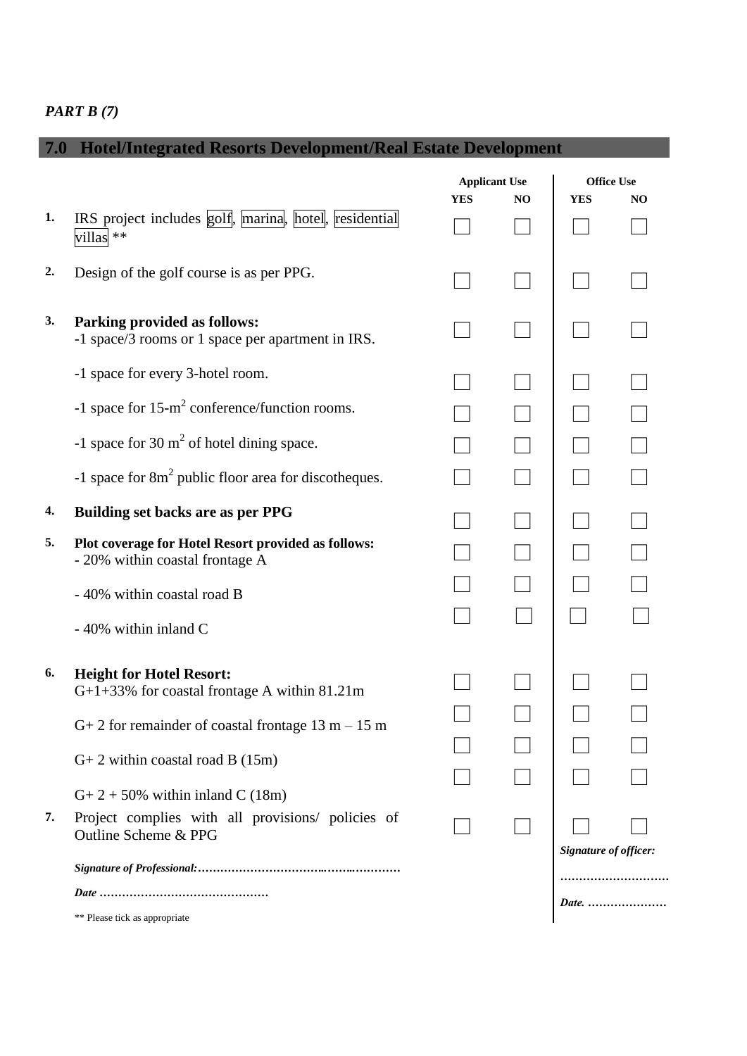*PART B (7)*

## 7.0 Hotel/Integrated Resorts Development/Real Estate Development

| | | Applicant Use | | Office Use | |
|---|---|---|---|---|---|
| | | YES | NO | YES | NO |
| 1. | IRS project includes golf, marina, hotel, residential villas ** | ☐ | ☐ | ☐ | ☐ |
| 2. | Design of the golf course is as per PPG. | ☐ | ☐ | ☐ | ☐ |
| 3. | **Parking provided as follows:** -1 space/3 rooms or 1 space per apartment in IRS. | ☐ | ☐ | ☐ | ☐ |
| | -1 space for every 3-hotel room. | ☐ | ☐ | ☐ | ☐ |
| | -1 space for 15-$m^2$ conference/function rooms. | ☐ | ☐ | ☐ | ☐ |
| | -1 space for 30 $m^2$ of hotel dining space. | ☐ | ☐ | ☐ | ☐ |
| | -1 space for 8$m^2$ public floor area for discotheques. | ☐ | ☐ | ☐ | ☐ |
| 4. | **Building set backs are as per PPG** | ☐ | ☐ | ☐ | ☐ |
| 5. | **Plot coverage for Hotel Resort provided as follows:** - 20% within coastal frontage A | ☐ | ☐ | ☐ | ☐ |
| | - 40% within coastal road B | ☐ | ☐ | ☐ | ☐ |
| | - 40% within inland C | ☐ | ☐ | ☐ | ☐ |
| 6. | **Height for Hotel Resort:** G+1+33% for coastal frontage A within 81.21m | ☐ | ☐ | ☐ | ☐ |
| | G+ 2 for remainder of coastal frontage 13 m – 15 m | ☐ | ☐ | ☐ | ☐ |
| | G+ 2 within coastal road B (15m) | ☐ | ☐ | ☐ | ☐ |
| | G+ 2 + 50% within inland C (18m) | ☐ | ☐ | ☐ | ☐ |
| 7. | Project complies with all provisions/ policies of Outline Scheme & PPG | ☐ | ☐ | ☐ | ☐ |

***Signature of Professional:*……………………………..…….…………**

***Date* ………………………………………**

** Please tick as appropriate

***Signature of officer:***

**……………………….**

***Date.* …………………**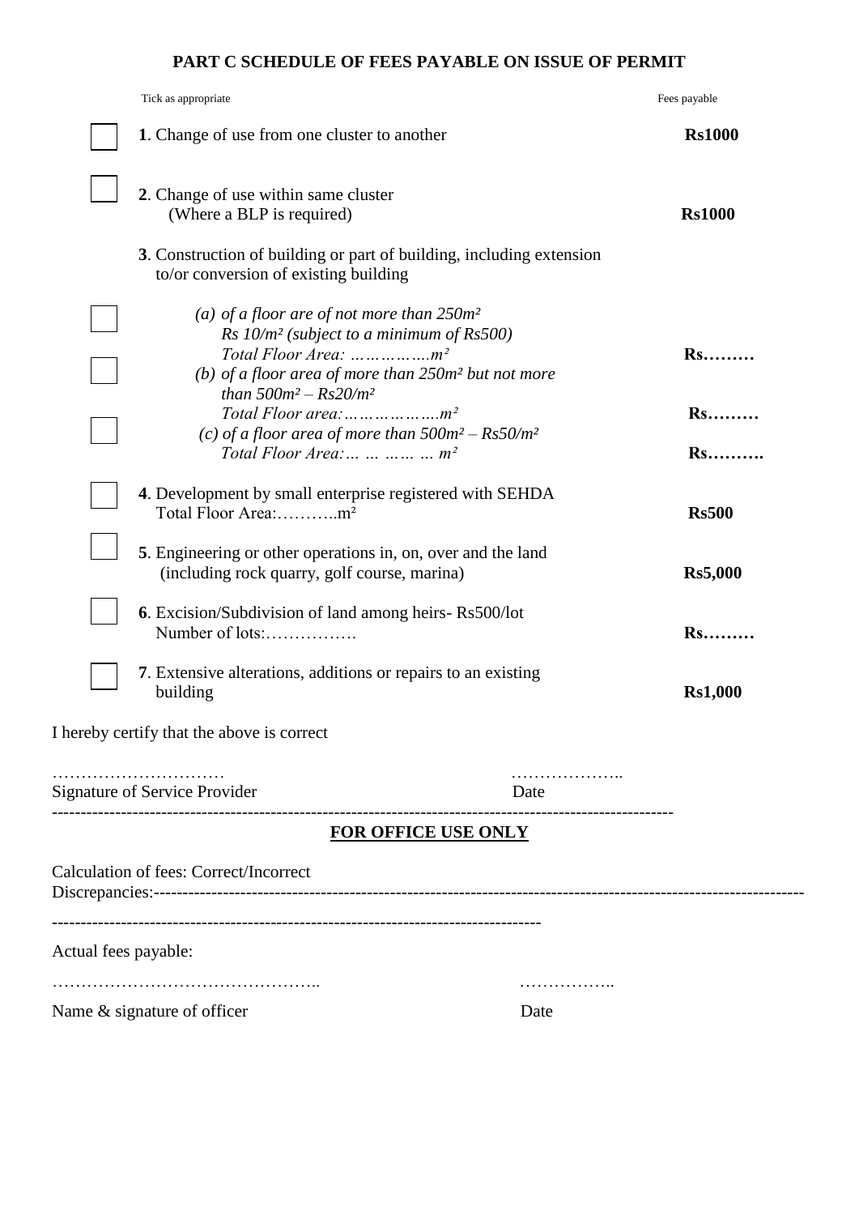# PART C SCHEDULE OF FEES PAYABLE ON ISSUE OF PERMIT

| Tick as appropriate | | Fees payable |
|---|---|---|
| ☐ | **1**. Change of use from one cluster to another | **Rs1000** |
| ☐ | **2**. Change of use within same cluster (Where a BLP is required) | **Rs1000** |
| | **3**. Construction of building or part of building, including extension to/or conversion of existing building | |
| ☐ | *(a) of a floor are of not more than 250m²* *Rs 10/m² (subject to a minimum of Rs500)* *Total Floor Area: …………….m²* | **Rs………** |
| ☐ | *(b) of a floor area of more than 250m² but not more than 500m² – Rs20/m²* *Total Floor area:……………….m²* | **Rs………** |
| ☐ | *(c) of a floor area of more than 500m² – Rs50/m²* *Total Floor Area:… … …… … m²* | **Rs……….** |
| ☐ | **4**. Development by small enterprise registered with SEHDA Total Floor Area:………..m² | **Rs500** |
| ☐ | **5**. Engineering or other operations in, on, over and the land (including rock quarry, golf course, marina) | **Rs5,000** |
| ☐ | **6**. Excision/Subdivision of land among heirs- Rs500/lot Number of lots:……………. | **Rs………** |
| ☐ | **7**. Extensive alterations, additions or repairs to an existing building | **Rs1,000** |

I hereby certify that the above is correct

…………………………  ………………..

Signature of Service Provider  Date

---

## FOR OFFICE USE ONLY

Calculation of fees: Correct/Incorrect

Discrepancies:-------------------------------------------------------------------------------------------------------------

-------------------------------------------------------------------------------------

Actual fees payable:

………………………………………..  ……………..

Name & signature of officer  Date